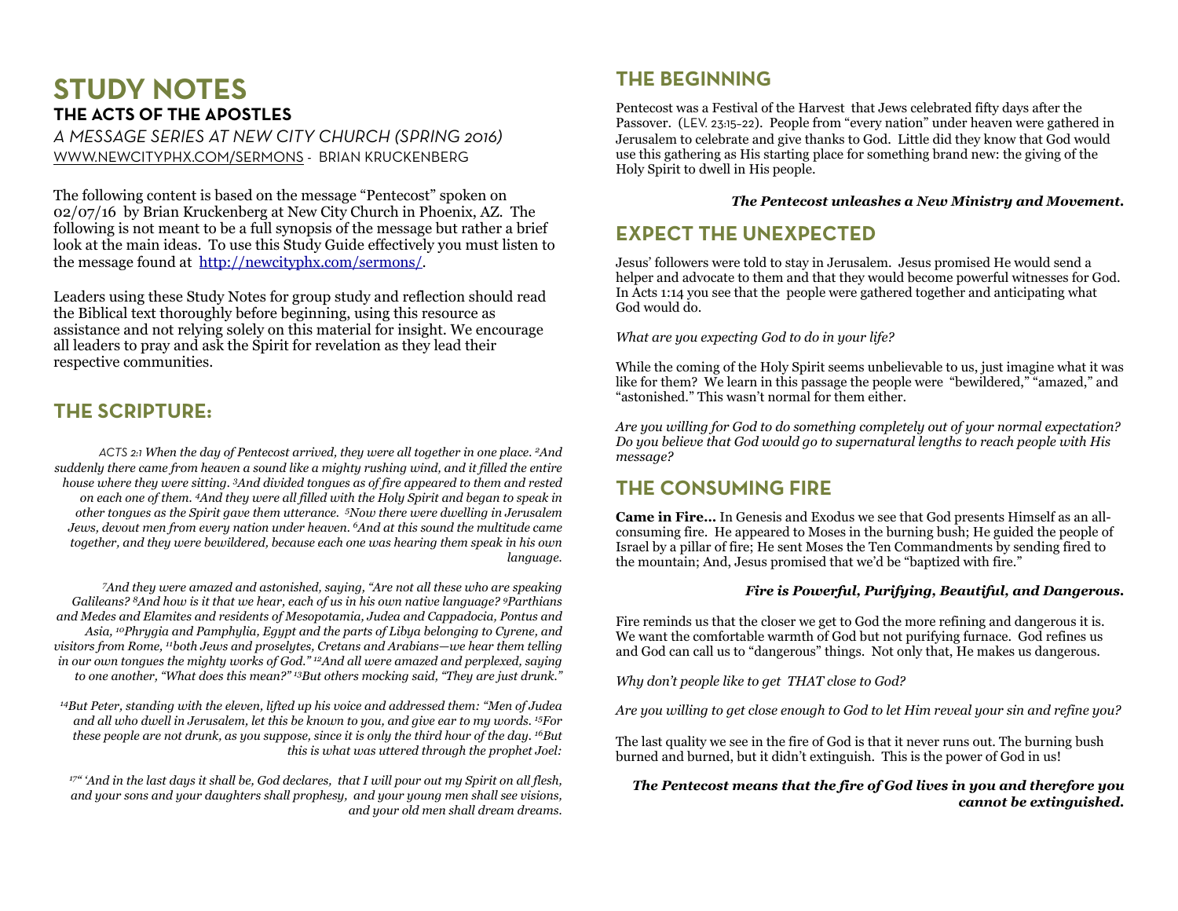# STUDY NOTES

## THE ACTS OF THE APOSTLES

*A MESSAGE SERIES AT NEW CITY CHURCH (SPRING 2016)*
WWW.NEWCITYPHX.COM/SERMONS - BRIAN KRUCKENBERG

The following content is based on the message "Pentecost" spoken on 02/07/16 by Brian Kruckenberg at New City Church in Phoenix, AZ. The following is not meant to be a full synopsis of the message but rather a brief look at the main ideas. To use this Study Guide effectively you must listen to the message found at http://newcityphx.com/sermons/.

Leaders using these Study Notes for group study and reflection should read the Biblical text thoroughly before beginning, using this resource as assistance and not relying solely on this material for insight. We encourage all leaders to pray and ask the Spirit for revelation as they lead their respective communities.

## THE SCRIPTURE:

*ACTS 2:1 When the day of Pentecost arrived, they were all together in one place. [2]And suddenly there came from heaven a sound like a mighty rushing wind, and it filled the entire house where they were sitting. [3]And divided tongues as of fire appeared to them and rested on each one of them. [4]And they were all filled with the Holy Spirit and began to speak in other tongues as the Spirit gave them utterance. [5]Now there were dwelling in Jerusalem Jews, devout men from every nation under heaven. [6]And at this sound the multitude came together, and they were bewildered, because each one was hearing them speak in his own language.*

*[7]And they were amazed and astonished, saying, "Are not all these who are speaking Galileans? [8]And how is it that we hear, each of us in his own native language? [9]Parthians and Medes and Elamites and residents of Mesopotamia, Judea and Cappadocia, Pontus and Asia, [10]Phrygia and Pamphylia, Egypt and the parts of Libya belonging to Cyrene, and visitors from Rome, [11]both Jews and proselytes, Cretans and Arabians—we hear them telling in our own tongues the mighty works of God." [12]And all were amazed and perplexed, saying to one another, "What does this mean?" [13]But others mocking said, "They are just drunk."*

*[14]But Peter, standing with the eleven, lifted up his voice and addressed them: "Men of Judea and all who dwell in Jerusalem, let this be known to you, and give ear to my words. [15]For these people are not drunk, as you suppose, since it is only the third hour of the day. [16]But this is what was uttered through the prophet Joel:*

*[17]" 'And in the last days it shall be, God declares, that I will pour out my Spirit on all flesh, and your sons and your daughters shall prophesy, and your young men shall see visions, and your old men shall dream dreams.*

## THE BEGINNING

Pentecost was a Festival of the Harvest that Jews celebrated fifty days after the Passover. (LEV. 23:15-22). People from "every nation" under heaven were gathered in Jerusalem to celebrate and give thanks to God. Little did they know that God would use this gathering as His starting place for something brand new: the giving of the Holy Spirit to dwell in His people.

***The Pentecost unleashes a New Ministry and Movement.***

## EXPECT THE UNEXPECTED

Jesus' followers were told to stay in Jerusalem. Jesus promised He would send a helper and advocate to them and that they would become powerful witnesses for God. In Acts 1:14 you see that the people were gathered together and anticipating what God would do.

*What are you expecting God to do in your life?*

While the coming of the Holy Spirit seems unbelievable to us, just imagine what it was like for them? We learn in this passage the people were "bewildered," "amazed," and "astonished." This wasn't normal for them either.

*Are you willing for God to do something completely out of your normal expectation? Do you believe that God would go to supernatural lengths to reach people with His message?*

## THE CONSUMING FIRE

**Came in Fire…** In Genesis and Exodus we see that God presents Himself as an all-consuming fire. He appeared to Moses in the burning bush; He guided the people of Israel by a pillar of fire; He sent Moses the Ten Commandments by sending fired to the mountain; And, Jesus promised that we'd be "baptized with fire."

***Fire is Powerful, Purifying, Beautiful, and Dangerous.***

Fire reminds us that the closer we get to God the more refining and dangerous it is. We want the comfortable warmth of God but not purifying furnace. God refines us and God can call us to "dangerous" things. Not only that, He makes us dangerous.

*Why don't people like to get THAT close to God?*

*Are you willing to get close enough to God to let Him reveal your sin and refine you?*

The last quality we see in the fire of God is that it never runs out. The burning bush burned and burned, but it didn't extinguish. This is the power of God in us!

***The Pentecost means that the fire of God lives in you and therefore you cannot be extinguished.***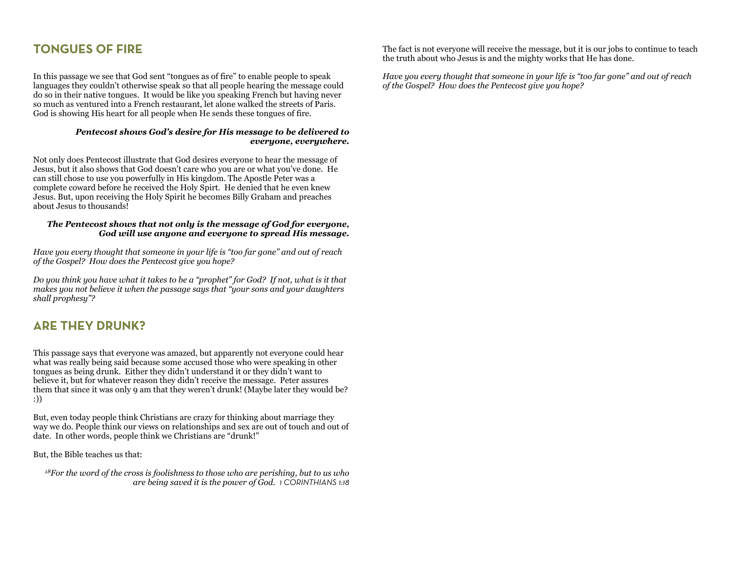## TONGUES OF FIRE

In this passage we see that God sent "tongues as of fire" to enable people to speak languages they couldn't otherwise speak so that all people hearing the message could do so in their native tongues. It would be like you speaking French but having never so much as ventured into a French restaurant, let alone walked the streets of Paris. God is showing His heart for all people when He sends these tongues of fire.

***Pentecost shows God's desire for His message to be delivered to everyone, everywhere.***

Not only does Pentecost illustrate that God desires everyone to hear the message of Jesus, but it also shows that God doesn't care who you are or what you've done. He can still chose to use you powerfully in His kingdom. The Apostle Peter was a complete coward before he received the Holy Spirt. He denied that he even knew Jesus. But, upon receiving the Holy Spirit he becomes Billy Graham and preaches about Jesus to thousands!

***The Pentecost shows that not only is the message of God for everyone, God will use anyone and everyone to spread His message.***

*Have you every thought that someone in your life is "too far gone" and out of reach of the Gospel? How does the Pentecost give you hope?*

*Do you think you have what it takes to be a "prophet" for God? If not, what is it that makes you not believe it when the passage says that "your sons and your daughters shall prophesy"?*

## ARE THEY DRUNK?

This passage says that everyone was amazed, but apparently not everyone could hear what was really being said because some accused those who were speaking in other tongues as being drunk. Either they didn't understand it or they didn't want to believe it, but for whatever reason they didn't receive the message. Peter assures them that since it was only 9 am that they weren't drunk! (Maybe later they would be? :))

But, even today people think Christians are crazy for thinking about marriage they way we do. People think our views on relationships and sex are out of touch and out of date. In other words, people think we Christians are "drunk!"

But, the Bible teaches us that:

*[18]For the word of the cross is foolishness to those who are perishing, but to us who are being saved it is the power of God.* 1 CORINTHIANS 1:18

The fact is not everyone will receive the message, but it is our jobs to continue to teach the truth about who Jesus is and the mighty works that He has done.

*Have you every thought that someone in your life is "too far gone" and out of reach of the Gospel? How does the Pentecost give you hope?*